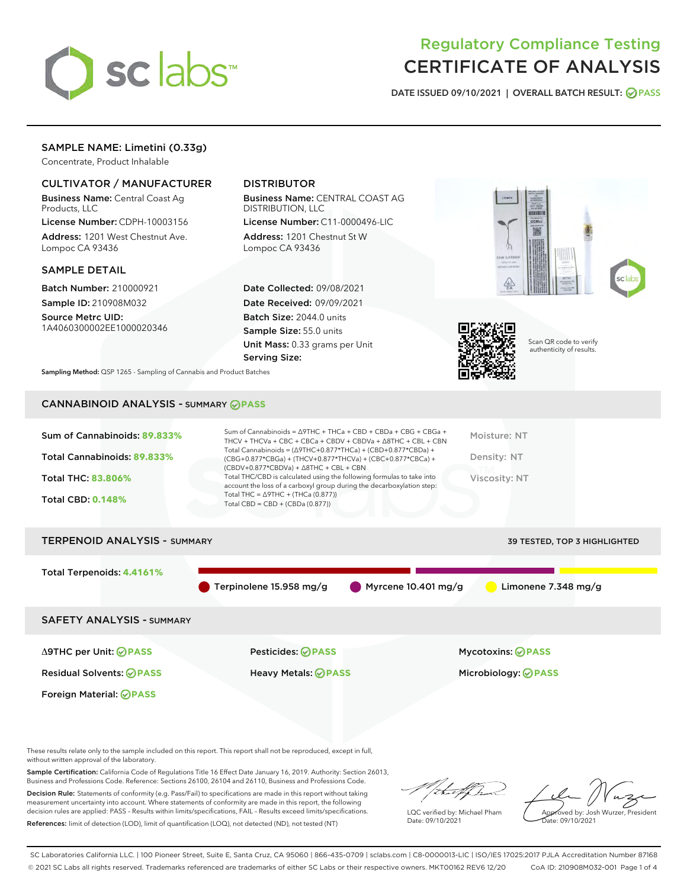# Regulatory Compliance Testing
# CERTIFICATE OF ANALYSIS

DATE ISSUED 09/10/2021 | OVERALL BATCH RESULT: PASS

## SAMPLE NAME: Limetini (0.33g)

Concentrate, Product Inhalable

### CULTIVATOR / MANUFACTURER

**Business Name:** Central Coast Ag Products, LLC

**License Number:** CDPH-10003156

**Address:** 1201 West Chestnut Ave. Lompoc CA 93436

### DISTRIBUTOR

**Business Name:** CENTRAL COAST AG DISTRIBUTION, LLC

**License Number:** C11-0000496-LIC

**Address:** 1201 Chestnut St W Lompoc CA 93436

### SAMPLE DETAIL

**Batch Number:** 210000921

**Sample ID:** 210908M032

**Source Metrc UID:** 1A4060300002EE1000020346

**Date Collected:** 09/08/2021

**Date Received:** 09/09/2021

**Batch Size:** 2044.0 units

**Sample Size:** 55.0 units

**Unit Mass:** 0.33 grams per Unit

**Serving Size:**

**Sampling Method:** QSP 1265 - Sampling of Cannabis and Product Batches

Scan QR code to verify authenticity of results.

## CANNABINOID ANALYSIS - SUMMARY PASS

**Sum of Cannabinoids:** 89.833%

**Total Cannabinoids:** 89.833%

**Total THC:** 83.806%

**Total CBD:** 0.148%

Sum of Cannabinoids = Δ9THC + THCa + CBD + CBDa + CBG + CBGa + THCV + THCVa + CBC + CBCa + CBDV + CBDVa + Δ8THC + CBL + CBN

Total Cannabinoids = (Δ9THC+0.877*THCa) + (CBD+0.877*CBDa) + (CBG+0.877*CBGa) + (THCV+0.877*THCVa) + (CBC+0.877*CBCa) + (CBDV+0.877*CBDVa) + Δ8THC + CBL + CBN

Total THC/CBD is calculated using the following formulas to take into account the loss of a carboxyl group during the decarboxylation step:

Total THC = Δ9THC + (THCa (0.877))

Total CBD = CBD + (CBDa (0.877))

Moisture: NT

Density: NT

Viscosity: NT

## TERPENOID ANALYSIS - SUMMARY

39 TESTED, TOP 3 HIGHLIGHTED

**Total Terpenoids:** 4.4161%

- Terpinolene 15.958 mg/g
- Myrcene 10.401 mg/g
- Limonene 7.348 mg/g

## SAFETY ANALYSIS - SUMMARY

| | | |
|---|---|---|
| Δ9THC per Unit: PASS | Pesticides: PASS | Mycotoxins: PASS |
| Residual Solvents: PASS | Heavy Metals: PASS | Microbiology: PASS |
| Foreign Material: PASS | | |

These results relate only to the sample included on this report. This report shall not be reproduced, except in full, without written approval of the laboratory.

**Sample Certification:** California Code of Regulations Title 16 Effect Date January 16, 2019. Authority: Section 26013, Business and Professions Code. Reference: Sections 26100, 26104 and 26110, Business and Professions Code.

**Decision Rule:** Statements of conformity (e.g. Pass/Fail) to specifications are made in this report without taking measurement uncertainty into account. Where statements of conformity are made in this report, the following decision rules are applied: PASS – Results within limits/specifications, FAIL – Results exceed limits/specifications.

**References:** limit of detection (LOD), limit of quantification (LOQ), not detected (ND), not tested (NT)

LQC verified by: Michael Pham
Date: 09/10/2021

Approved by: Josh Wurzer, President
Date: 09/10/2021

SC Laboratories California LLC. | 100 Pioneer Street, Suite E, Santa Cruz, CA 95060 | 866-435-0709 | sclabs.com | C8-0000013-LIC | ISO/IES 17025:2017 PJLA Accreditation Number 87168
© 2021 SC Labs all rights reserved. Trademarks referenced are trademarks of either SC Labs or their respective owners. MKT00162 REV6 12/20 CoA ID: 210908M032-001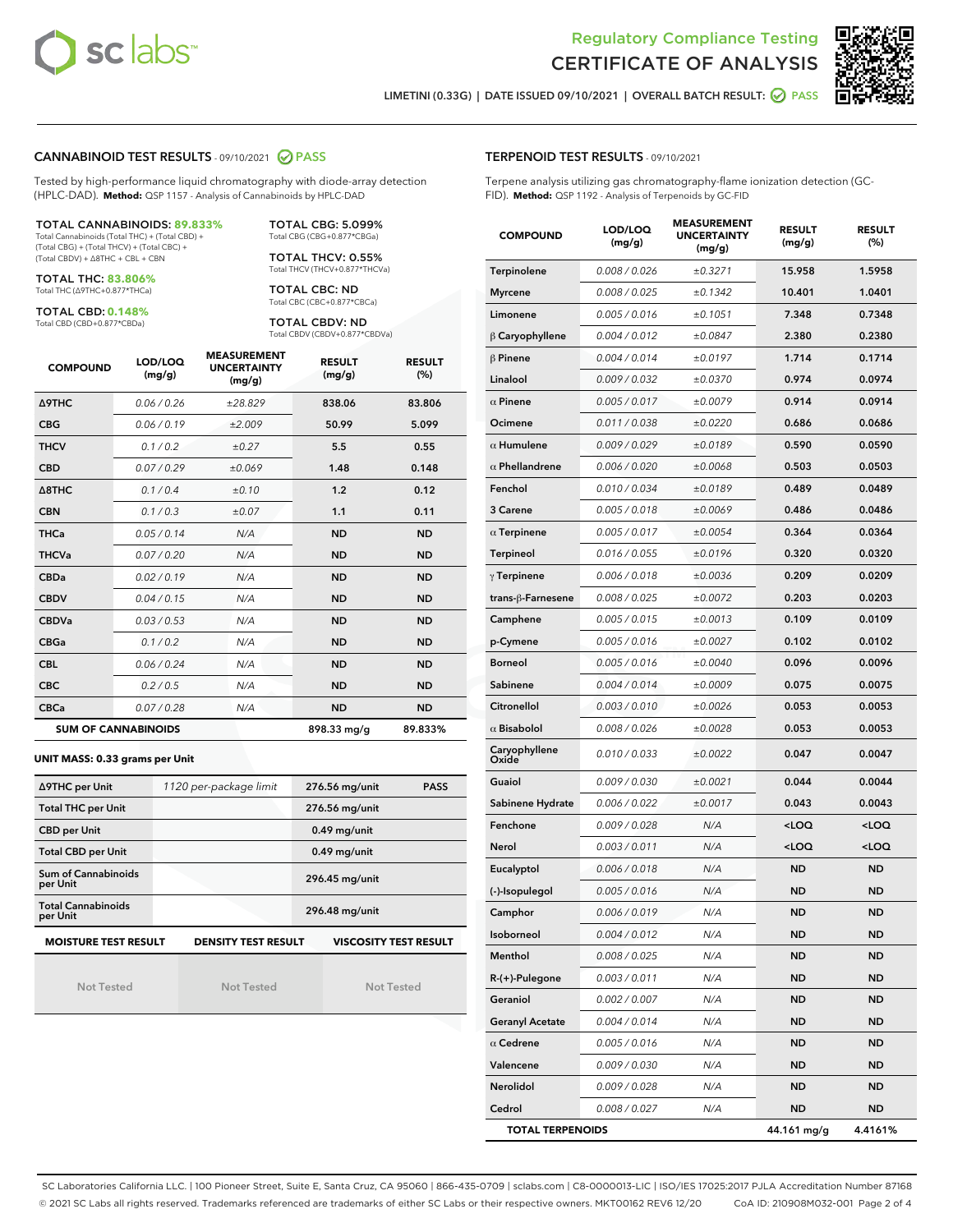# Regulatory Compliance Testing
# CERTIFICATE OF ANALYSIS

LIMETINI (0.33G) | DATE ISSUED 09/10/2021 | OVERALL BATCH RESULT: PASS

## CANNABINOID TEST RESULTS - 09/10/2021 PASS

Tested by high-performance liquid chromatography with diode-array detection (HPLC-DAD). **Method:** QSP 1157 - Analysis of Cannabinoids by HPLC-DAD

**TOTAL CANNABINOIDS: 89.833%**
Total Cannabinoids (Total THC) + (Total CBD) + (Total CBG) + (Total THCV) + (Total CBC) + (Total CBDV) + Δ8THC + CBL + CBN

**TOTAL THC: 83.806%**
Total THC (Δ9THC+0.877*THCa)

**TOTAL CBD: 0.148%**
Total CBD (CBD+0.877*CBDa)

**TOTAL CBG: 5.099%**
Total CBG (CBG+0.877*CBGa)

**TOTAL THCV: 0.55%**
Total THCV (THCV+0.877*THCVa)

**TOTAL CBC: ND**
Total CBC (CBC+0.877*CBCa)

**TOTAL CBDV: ND**
Total CBDV (CBDV+0.877*CBDVa)

| COMPOUND | LOD/LOQ (mg/g) | MEASUREMENT UNCERTAINTY (mg/g) | RESULT (mg/g) | RESULT (%) |
|---|---|---|---|---|
| Δ9THC | 0.06 / 0.26 | ±28.829 | 838.06 | 83.806 |
| CBG | 0.06 / 0.19 | ±2.009 | 50.99 | 5.099 |
| THCV | 0.1 / 0.2 | ±0.27 | 5.5 | 0.55 |
| CBD | 0.07 / 0.29 | ±0.069 | 1.48 | 0.148 |
| Δ8THC | 0.1 / 0.4 | ±0.10 | 1.2 | 0.12 |
| CBN | 0.1 / 0.3 | ±0.07 | 1.1 | 0.11 |
| THCa | 0.05 / 0.14 | N/A | ND | ND |
| THCVa | 0.07 / 0.20 | N/A | ND | ND |
| CBDa | 0.02 / 0.19 | N/A | ND | ND |
| CBDV | 0.04 / 0.15 | N/A | ND | ND |
| CBDVa | 0.03 / 0.53 | N/A | ND | ND |
| CBGa | 0.1 / 0.2 | N/A | ND | ND |
| CBL | 0.06 / 0.24 | N/A | ND | ND |
| CBC | 0.2 / 0.5 | N/A | ND | ND |
| CBCa | 0.07 / 0.28 | N/A | ND | ND |
| **SUM OF CANNABINOIDS** | | | 898.33 mg/g | 89.833% |

**UNIT MASS: 0.33 grams per Unit**

| | | | |
|---|---|---|---|
| Δ9THC per Unit | 1120 per-package limit | 276.56 mg/unit | PASS |
| Total THC per Unit | | 276.56 mg/unit | |
| CBD per Unit | | 0.49 mg/unit | |
| Total CBD per Unit | | 0.49 mg/unit | |
| Sum of Cannabinoids per Unit | | 296.45 mg/unit | |
| Total Cannabinoids per Unit | | 296.48 mg/unit | |

| MOISTURE TEST RESULT | DENSITY TEST RESULT | VISCOSITY TEST RESULT |
|---|---|---|
| Not Tested | Not Tested | Not Tested |

## TERPENOID TEST RESULTS - 09/10/2021

Terpene analysis utilizing gas chromatography-flame ionization detection (GC-FID). **Method:** QSP 1192 - Analysis of Terpenoids by GC-FID

| COMPOUND | LOD/LOQ (mg/g) | MEASUREMENT UNCERTAINTY (mg/g) | RESULT (mg/g) | RESULT (%) |
|---|---|---|---|---|
| Terpinolene | 0.008 / 0.026 | ±0.3271 | 15.958 | 1.5958 |
| Myrcene | 0.008 / 0.025 | ±0.1342 | 10.401 | 1.0401 |
| Limonene | 0.005 / 0.016 | ±0.1051 | 7.348 | 0.7348 |
| β Caryophyllene | 0.004 / 0.012 | ±0.0847 | 2.380 | 0.2380 |
| β Pinene | 0.004 / 0.014 | ±0.0197 | 1.714 | 0.1714 |
| Linalool | 0.009 / 0.032 | ±0.0370 | 0.974 | 0.0974 |
| α Pinene | 0.005 / 0.017 | ±0.0079 | 0.914 | 0.0914 |
| Ocimene | 0.011 / 0.038 | ±0.0220 | 0.686 | 0.0686 |
| α Humulene | 0.009 / 0.029 | ±0.0189 | 0.590 | 0.0590 |
| α Phellandrene | 0.006 / 0.020 | ±0.0068 | 0.503 | 0.0503 |
| Fenchol | 0.010 / 0.034 | ±0.0189 | 0.489 | 0.0489 |
| 3 Carene | 0.005 / 0.018 | ±0.0069 | 0.486 | 0.0486 |
| α Terpinene | 0.005 / 0.017 | ±0.0054 | 0.364 | 0.0364 |
| Terpineol | 0.016 / 0.055 | ±0.0196 | 0.320 | 0.0320 |
| γ Terpinene | 0.006 / 0.018 | ±0.0036 | 0.209 | 0.0209 |
| trans-β-Farnesene | 0.008 / 0.025 | ±0.0072 | 0.203 | 0.0203 |
| Camphene | 0.005 / 0.015 | ±0.0013 | 0.109 | 0.0109 |
| p-Cymene | 0.005 / 0.016 | ±0.0027 | 0.102 | 0.0102 |
| Borneol | 0.005 / 0.016 | ±0.0040 | 0.096 | 0.0096 |
| Sabinene | 0.004 / 0.014 | ±0.0009 | 0.075 | 0.0075 |
| Citronellol | 0.003 / 0.010 | ±0.0026 | 0.053 | 0.0053 |
| α Bisabolol | 0.008 / 0.026 | ±0.0028 | 0.053 | 0.0053 |
| Caryophyllene Oxide | 0.010 / 0.033 | ±0.0022 | 0.047 | 0.0047 |
| Guaiol | 0.009 / 0.030 | ±0.0021 | 0.044 | 0.0044 |
| Sabinene Hydrate | 0.006 / 0.022 | ±0.0017 | 0.043 | 0.0043 |
| Fenchone | 0.009 / 0.028 | N/A | <LOQ | <LOQ |
| Nerol | 0.003 / 0.011 | N/A | <LOQ | <LOQ |
| Eucalyptol | 0.006 / 0.018 | N/A | ND | ND |
| (-)-Isopulegol | 0.005 / 0.016 | N/A | ND | ND |
| Camphor | 0.006 / 0.019 | N/A | ND | ND |
| Isoborneol | 0.004 / 0.012 | N/A | ND | ND |
| Menthol | 0.008 / 0.025 | N/A | ND | ND |
| R-(+)-Pulegone | 0.003 / 0.011 | N/A | ND | ND |
| Geraniol | 0.002 / 0.007 | N/A | ND | ND |
| Geranyl Acetate | 0.004 / 0.014 | N/A | ND | ND |
| α Cedrene | 0.005 / 0.016 | N/A | ND | ND |
| Valencene | 0.009 / 0.030 | N/A | ND | ND |
| Nerolidol | 0.009 / 0.028 | N/A | ND | ND |
| Cedrol | 0.008 / 0.027 | N/A | ND | ND |
| **TOTAL TERPENOIDS** | | | 44.161 mg/g | 4.4161% |

SC Laboratories California LLC. | 100 Pioneer Street, Suite E, Santa Cruz, CA 95060 | 866-435-0709 | sclabs.com | C8-0000013-LIC | ISO/IES 17025:2017 PJLA Accreditation Number 87168
© 2021 SC Labs all rights reserved. Trademarks referenced are trademarks of either SC Labs or their respective owners. MKT00162 REV6 12/20 CoA ID: 210908M032-001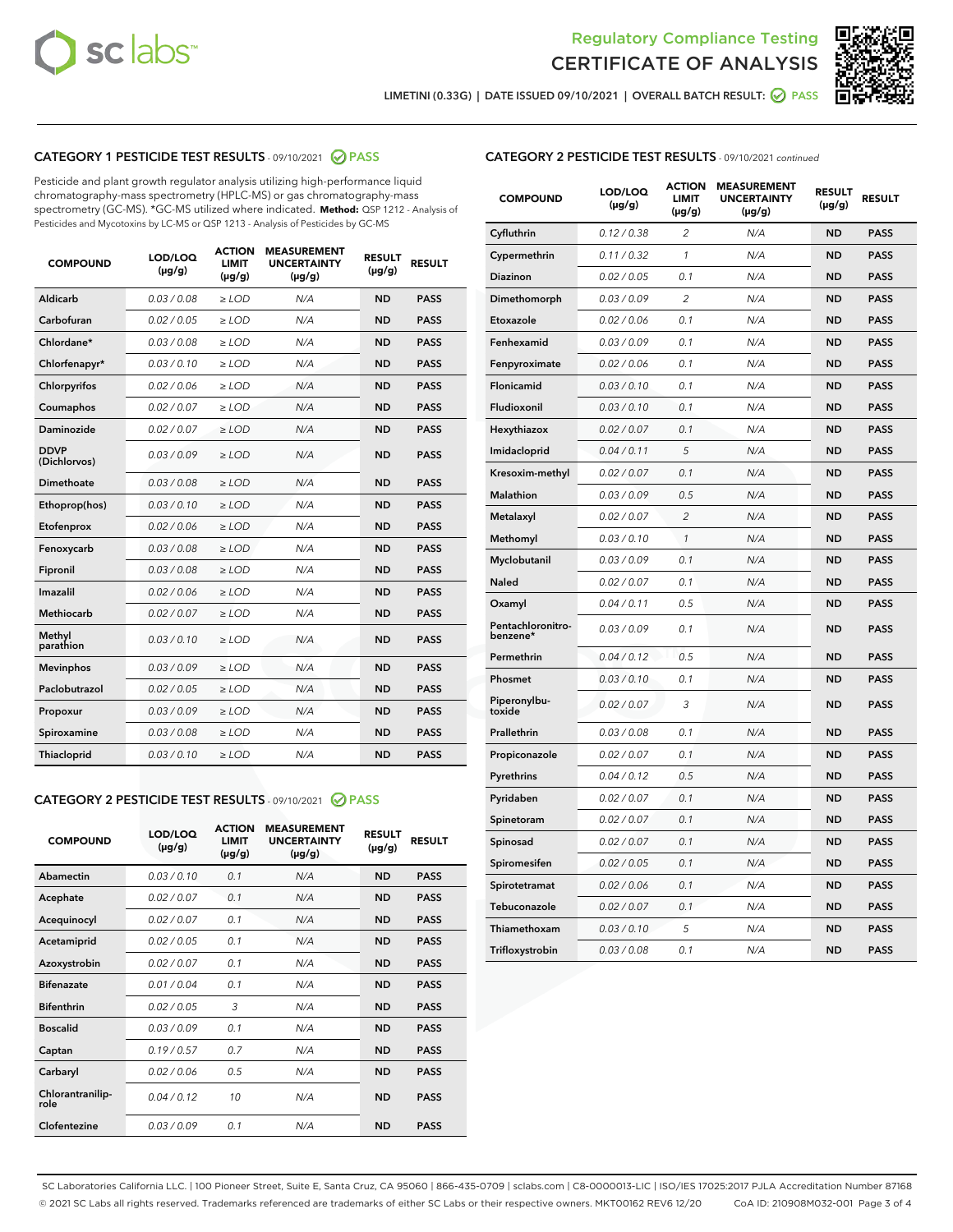Regulatory Compliance Testing

# CERTIFICATE OF ANALYSIS

LIMETINI (0.33G) | DATE ISSUED 09/10/2021 | OVERALL BATCH RESULT: PASS

## CATEGORY 1 PESTICIDE TEST RESULTS - 09/10/2021 PASS

Pesticide and plant growth regulator analysis utilizing high-performance liquid chromatography-mass spectrometry (HPLC-MS) or gas chromatography-mass spectrometry (GC-MS). *GC-MS utilized where indicated. **Method:** QSP 1212 - Analysis of Pesticides and Mycotoxins by LC-MS or QSP 1213 - Analysis of Pesticides by GC-MS

| COMPOUND | LOD/LOQ (µg/g) | ACTION LIMIT (µg/g) | MEASUREMENT UNCERTAINTY (µg/g) | RESULT (µg/g) | RESULT |
|---|---|---|---|---|---|
| Aldicarb | 0.03 / 0.08 | ≥ LOD | N/A | ND | PASS |
| Carbofuran | 0.02 / 0.05 | ≥ LOD | N/A | ND | PASS |
| Chlordane* | 0.03 / 0.08 | ≥ LOD | N/A | ND | PASS |
| Chlorfenapyr* | 0.03 / 0.10 | ≥ LOD | N/A | ND | PASS |
| Chlorpyrifos | 0.02 / 0.06 | ≥ LOD | N/A | ND | PASS |
| Coumaphos | 0.02 / 0.07 | ≥ LOD | N/A | ND | PASS |
| Daminozide | 0.02 / 0.07 | ≥ LOD | N/A | ND | PASS |
| DDVP (Dichlorvos) | 0.03 / 0.09 | ≥ LOD | N/A | ND | PASS |
| Dimethoate | 0.03 / 0.08 | ≥ LOD | N/A | ND | PASS |
| Ethoprop(hos) | 0.03 / 0.10 | ≥ LOD | N/A | ND | PASS |
| Etofenprox | 0.02 / 0.06 | ≥ LOD | N/A | ND | PASS |
| Fenoxycarb | 0.03 / 0.08 | ≥ LOD | N/A | ND | PASS |
| Fipronil | 0.03 / 0.08 | ≥ LOD | N/A | ND | PASS |
| Imazalil | 0.02 / 0.06 | ≥ LOD | N/A | ND | PASS |
| Methiocarb | 0.02 / 0.07 | ≥ LOD | N/A | ND | PASS |
| Methyl parathion | 0.03 / 0.10 | ≥ LOD | N/A | ND | PASS |
| Mevinphos | 0.03 / 0.09 | ≥ LOD | N/A | ND | PASS |
| Paclobutrazol | 0.02 / 0.05 | ≥ LOD | N/A | ND | PASS |
| Propoxur | 0.03 / 0.09 | ≥ LOD | N/A | ND | PASS |
| Spiroxamine | 0.03 / 0.08 | ≥ LOD | N/A | ND | PASS |
| Thiacloprid | 0.03 / 0.10 | ≥ LOD | N/A | ND | PASS |

## CATEGORY 2 PESTICIDE TEST RESULTS - 09/10/2021 PASS

| COMPOUND | LOD/LOQ (µg/g) | ACTION LIMIT (µg/g) | MEASUREMENT UNCERTAINTY (µg/g) | RESULT (µg/g) | RESULT |
|---|---|---|---|---|---|
| Abamectin | 0.03 / 0.10 | 0.1 | N/A | ND | PASS |
| Acephate | 0.02 / 0.07 | 0.1 | N/A | ND | PASS |
| Acequinocyl | 0.02 / 0.07 | 0.1 | N/A | ND | PASS |
| Acetamiprid | 0.02 / 0.05 | 0.1 | N/A | ND | PASS |
| Azoxystrobin | 0.02 / 0.07 | 0.1 | N/A | ND | PASS |
| Bifenazate | 0.01 / 0.04 | 0.1 | N/A | ND | PASS |
| Bifenthrin | 0.02 / 0.05 | 3 | N/A | ND | PASS |
| Boscalid | 0.03 / 0.09 | 0.1 | N/A | ND | PASS |
| Captan | 0.19 / 0.57 | 0.7 | N/A | ND | PASS |
| Carbaryl | 0.02 / 0.06 | 0.5 | N/A | ND | PASS |
| Chlorantraniliprole | 0.04 / 0.12 | 10 | N/A | ND | PASS |
| Clofentezine | 0.03 / 0.09 | 0.1 | N/A | ND | PASS |
| Cyfluthrin | 0.12 / 0.38 | 2 | N/A | ND | PASS |
| Cypermethrin | 0.11 / 0.32 | 1 | N/A | ND | PASS |
| Diazinon | 0.02 / 0.05 | 0.1 | N/A | ND | PASS |
| Dimethomorph | 0.03 / 0.09 | 2 | N/A | ND | PASS |
| Etoxazole | 0.02 / 0.06 | 0.1 | N/A | ND | PASS |
| Fenhexamid | 0.03 / 0.09 | 0.1 | N/A | ND | PASS |
| Fenpyroximate | 0.02 / 0.06 | 0.1 | N/A | ND | PASS |
| Flonicamid | 0.03 / 0.10 | 0.1 | N/A | ND | PASS |
| Fludioxonil | 0.03 / 0.10 | 0.1 | N/A | ND | PASS |
| Hexythiazox | 0.02 / 0.07 | 0.1 | N/A | ND | PASS |
| Imidacloprid | 0.04 / 0.11 | 5 | N/A | ND | PASS |
| Kresoxim-methyl | 0.02 / 0.07 | 0.1 | N/A | ND | PASS |
| Malathion | 0.03 / 0.09 | 0.5 | N/A | ND | PASS |
| Metalaxyl | 0.02 / 0.07 | 2 | N/A | ND | PASS |
| Methomyl | 0.03 / 0.10 | 1 | N/A | ND | PASS |
| Myclobutanil | 0.03 / 0.09 | 0.1 | N/A | ND | PASS |
| Naled | 0.02 / 0.07 | 0.1 | N/A | ND | PASS |
| Oxamyl | 0.04 / 0.11 | 0.5 | N/A | ND | PASS |
| Pentachloronitrobenzene* | 0.03 / 0.09 | 0.1 | N/A | ND | PASS |
| Permethrin | 0.04 / 0.12 | 0.5 | N/A | ND | PASS |
| Phosmet | 0.03 / 0.10 | 0.1 | N/A | ND | PASS |
| Piperonylbutoxide | 0.02 / 0.07 | 3 | N/A | ND | PASS |
| Prallethrin | 0.03 / 0.08 | 0.1 | N/A | ND | PASS |
| Propiconazole | 0.02 / 0.07 | 0.1 | N/A | ND | PASS |
| Pyrethrins | 0.04 / 0.12 | 0.5 | N/A | ND | PASS |
| Pyridaben | 0.02 / 0.07 | 0.1 | N/A | ND | PASS |
| Spinetoram | 0.02 / 0.07 | 0.1 | N/A | ND | PASS |
| Spinosad | 0.02 / 0.07 | 0.1 | N/A | ND | PASS |
| Spiromesifen | 0.02 / 0.05 | 0.1 | N/A | ND | PASS |
| Spirotetramat | 0.02 / 0.06 | 0.1 | N/A | ND | PASS |
| Tebuconazole | 0.02 / 0.07 | 0.1 | N/A | ND | PASS |
| Thiamethoxam | 0.03 / 0.10 | 5 | N/A | ND | PASS |
| Trifloxystrobin | 0.03 / 0.08 | 0.1 | N/A | ND | PASS |

SC Laboratories California LLC. | 100 Pioneer Street, Suite E, Santa Cruz, CA 95060 | 866-435-0709 | sclabs.com | C8-0000013-LIC | ISO/IES 17025:2017 PJLA Accreditation Number 87168
© 2021 SC Labs all rights reserved. Trademarks referenced are trademarks of either SC Labs or their respective owners. MKT00162 REV6 12/20 CoA ID: 210908M032-001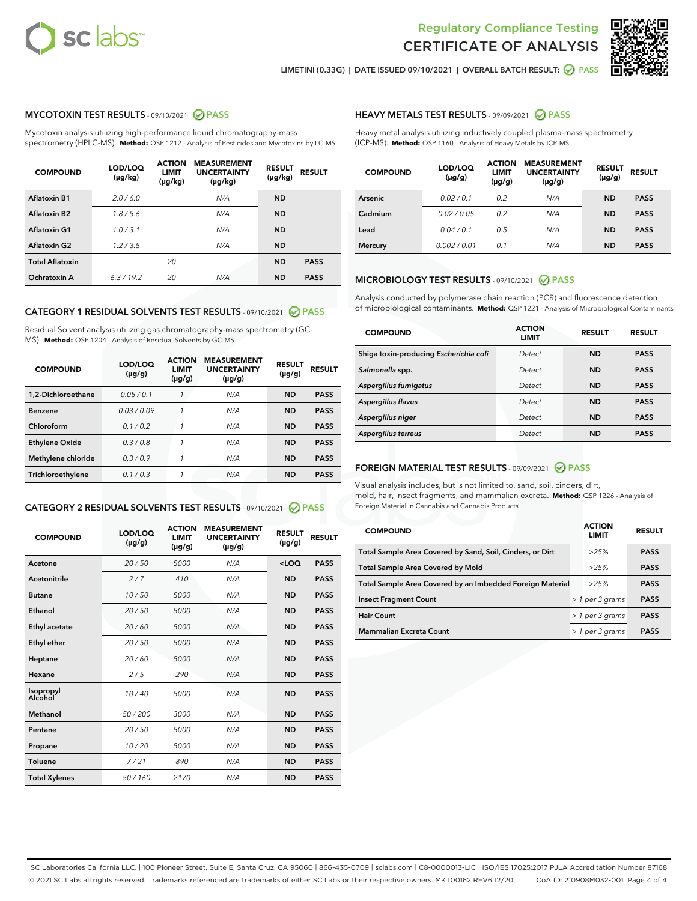Regulatory Compliance Testing
# CERTIFICATE OF ANALYSIS

LIMETINI (0.33G) | DATE ISSUED 09/10/2021 | OVERALL BATCH RESULT: PASS

## MYCOTOXIN TEST RESULTS - 09/10/2021 PASS

Mycotoxin analysis utilizing high-performance liquid chromatography-mass spectrometry (HPLC-MS). **Method:** QSP 1212 - Analysis of Pesticides and Mycotoxins by LC-MS

| COMPOUND | LOD/LOQ (µg/kg) | ACTION LIMIT (µg/kg) | MEASUREMENT UNCERTAINTY (µg/kg) | RESULT (µg/kg) | RESULT |
|---|---|---|---|---|---|
| Aflatoxin B1 | 2.0 / 6.0 | | N/A | ND | |
| Aflatoxin B2 | 1.8 / 5.6 | | N/A | ND | |
| Aflatoxin G1 | 1.0 / 3.1 | | N/A | ND | |
| Aflatoxin G2 | 1.2 / 3.5 | | N/A | ND | |
| Total Aflatoxin | | 20 | | ND | PASS |
| Ochratoxin A | 6.3 / 19.2 | 20 | N/A | ND | PASS |

## CATEGORY 1 RESIDUAL SOLVENTS TEST RESULTS - 09/10/2021 PASS

Residual Solvent analysis utilizing gas chromatography-mass spectrometry (GC-MS). **Method:** QSP 1204 - Analysis of Residual Solvents by GC-MS

| COMPOUND | LOD/LOQ (µg/g) | ACTION LIMIT (µg/g) | MEASUREMENT UNCERTAINTY (µg/g) | RESULT (µg/g) | RESULT |
|---|---|---|---|---|---|
| 1,2-Dichloroethane | 0.05 / 0.1 | 1 | N/A | ND | PASS |
| Benzene | 0.03 / 0.09 | 1 | N/A | ND | PASS |
| Chloroform | 0.1 / 0.2 | 1 | N/A | ND | PASS |
| Ethylene Oxide | 0.3 / 0.8 | 1 | N/A | ND | PASS |
| Methylene chloride | 0.3 / 0.9 | 1 | N/A | ND | PASS |
| Trichloroethylene | 0.1 / 0.3 | 1 | N/A | ND | PASS |

## CATEGORY 2 RESIDUAL SOLVENTS TEST RESULTS - 09/10/2021 PASS

| COMPOUND | LOD/LOQ (µg/g) | ACTION LIMIT (µg/g) | MEASUREMENT UNCERTAINTY (µg/g) | RESULT (µg/g) | RESULT |
|---|---|---|---|---|---|
| Acetone | 20 / 50 | 5000 | N/A | <LOQ | PASS |
| Acetonitrile | 2 / 7 | 410 | N/A | ND | PASS |
| Butane | 10 / 50 | 5000 | N/A | ND | PASS |
| Ethanol | 20 / 50 | 5000 | N/A | ND | PASS |
| Ethyl acetate | 20 / 60 | 5000 | N/A | ND | PASS |
| Ethyl ether | 20 / 50 | 5000 | N/A | ND | PASS |
| Heptane | 20 / 60 | 5000 | N/A | ND | PASS |
| Hexane | 2 / 5 | 290 | N/A | ND | PASS |
| Isopropyl Alcohol | 10 / 40 | 5000 | N/A | ND | PASS |
| Methanol | 50 / 200 | 3000 | N/A | ND | PASS |
| Pentane | 20 / 50 | 5000 | N/A | ND | PASS |
| Propane | 10 / 20 | 5000 | N/A | ND | PASS |
| Toluene | 7 / 21 | 890 | N/A | ND | PASS |
| Total Xylenes | 50 / 160 | 2170 | N/A | ND | PASS |

## HEAVY METALS TEST RESULTS - 09/09/2021 PASS

Heavy metal analysis utilizing inductively coupled plasma-mass spectrometry (ICP-MS). **Method:** QSP 1160 - Analysis of Heavy Metals by ICP-MS

| COMPOUND | LOD/LOQ (µg/g) | ACTION LIMIT (µg/g) | MEASUREMENT UNCERTAINTY (µg/g) | RESULT (µg/g) | RESULT |
|---|---|---|---|---|---|
| Arsenic | 0.02 / 0.1 | 0.2 | N/A | ND | PASS |
| Cadmium | 0.02 / 0.05 | 0.2 | N/A | ND | PASS |
| Lead | 0.04 / 0.1 | 0.5 | N/A | ND | PASS |
| Mercury | 0.002 / 0.01 | 0.1 | N/A | ND | PASS |

## MICROBIOLOGY TEST RESULTS - 09/10/2021 PASS

Analysis conducted by polymerase chain reaction (PCR) and fluorescence detection of microbiological contaminants. **Method:** QSP 1221 - Analysis of Microbiological Contaminants

| COMPOUND | ACTION LIMIT | RESULT | RESULT |
|---|---|---|---|
| Shiga toxin-producing *Escherichia coli* | Detect | ND | PASS |
| *Salmonella* spp. | Detect | ND | PASS |
| *Aspergillus fumigatus* | Detect | ND | PASS |
| *Aspergillus flavus* | Detect | ND | PASS |
| *Aspergillus niger* | Detect | ND | PASS |
| *Aspergillus terreus* | Detect | ND | PASS |

## FOREIGN MATERIAL TEST RESULTS - 09/09/2021 PASS

Visual analysis includes, but is not limited to, sand, soil, cinders, dirt, mold, hair, insect fragments, and mammalian excreta. **Method:** QSP 1226 - Analysis of Foreign Material in Cannabis and Cannabis Products

| COMPOUND | ACTION LIMIT | RESULT |
|---|---|---|
| Total Sample Area Covered by Sand, Soil, Cinders, or Dirt | >25% | PASS |
| Total Sample Area Covered by Mold | >25% | PASS |
| Total Sample Area Covered by an Imbedded Foreign Material | >25% | PASS |
| Insect Fragment Count | > 1 per 3 grams | PASS |
| Hair Count | > 1 per 3 grams | PASS |
| Mammalian Excreta Count | > 1 per 3 grams | PASS |

SC Laboratories California LLC. | 100 Pioneer Street, Suite E, Santa Cruz, CA 95060 | 866-435-0709 | sclabs.com | C8-0000013-LIC | ISO/IES 17025:2017 PJLA Accreditation Number 87168
© 2021 SC Labs all rights reserved. Trademarks referenced are trademarks of either SC Labs or their respective owners. MKT00162 REV6 12/20 CoA ID: 210908M032-001